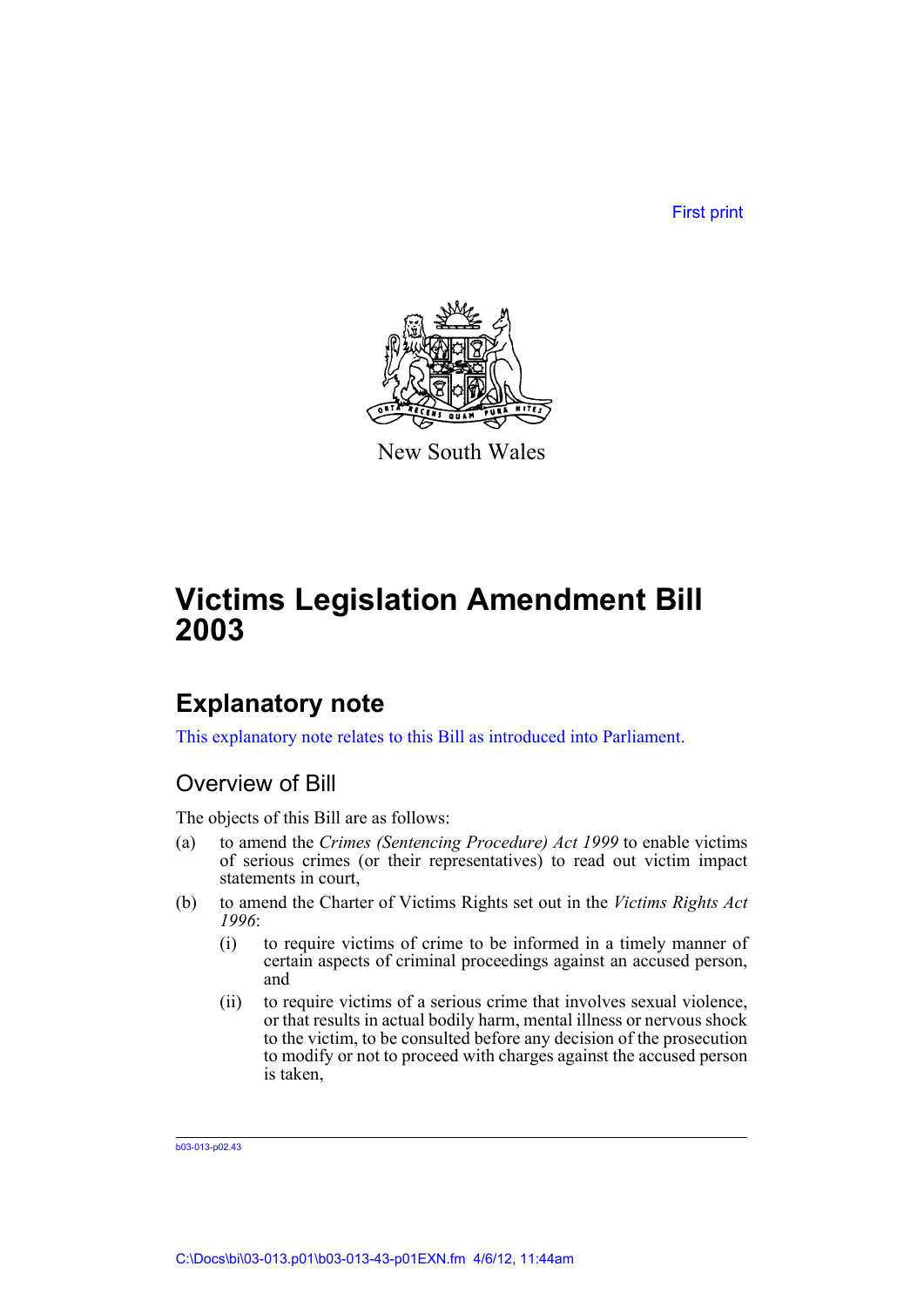First print

New South Wales

# Victims Legislation Amendment Bill 2003

## Explanatory note

This explanatory note relates to this Bill as introduced into Parliament.

### Overview of Bill

The objects of this Bill are as follows:

(a) to amend the *Crimes (Sentencing Procedure) Act 1999* to enable victims of serious crimes (or their representatives) to read out victim impact statements in court,

(b) to amend the Charter of Victims Rights set out in the *Victims Rights Act 1996*:

(i) to require victims of crime to be informed in a timely manner of certain aspects of criminal proceedings against an accused person, and

(ii) to require victims of a serious crime that involves sexual violence, or that results in actual bodily harm, mental illness or nervous shock to the victim, to be consulted before any decision of the prosecution to modify or not to proceed with charges against the accused person is taken,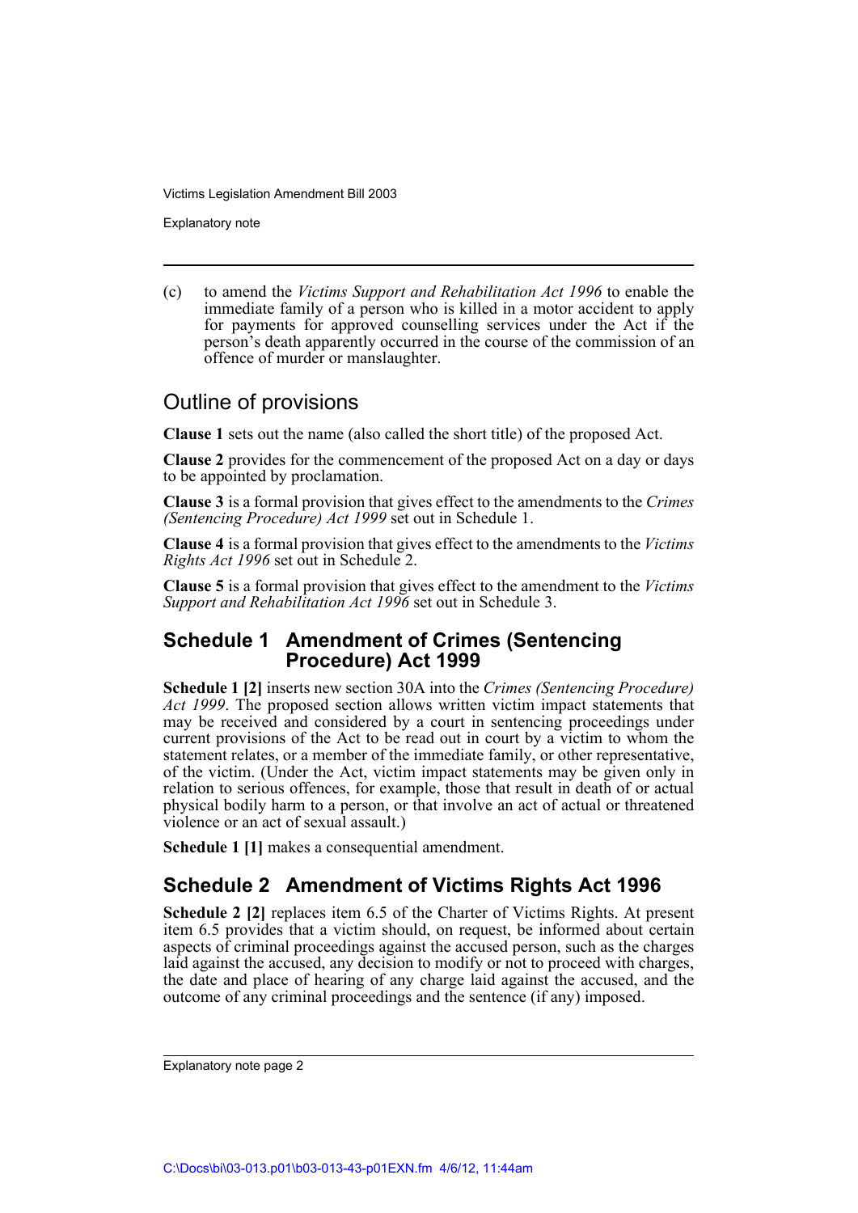(c) to amend the *Victims Support and Rehabilitation Act 1996* to enable the immediate family of a person who is killed in a motor accident to apply for payments for approved counselling services under the Act if the person's death apparently occurred in the course of the commission of an offence of murder or manslaughter.

## Outline of provisions

**Clause 1** sets out the name (also called the short title) of the proposed Act.

**Clause 2** provides for the commencement of the proposed Act on a day or days to be appointed by proclamation.

**Clause 3** is a formal provision that gives effect to the amendments to the *Crimes (Sentencing Procedure) Act 1999* set out in Schedule 1.

**Clause 4** is a formal provision that gives effect to the amendments to the *Victims Rights Act 1996* set out in Schedule 2.

**Clause 5** is a formal provision that gives effect to the amendment to the *Victims Support and Rehabilitation Act 1996* set out in Schedule 3.

## Schedule 1 Amendment of Crimes (Sentencing Procedure) Act 1999

**Schedule 1 [2]** inserts new section 30A into the *Crimes (Sentencing Procedure) Act 1999*. The proposed section allows written victim impact statements that may be received and considered by a court in sentencing proceedings under current provisions of the Act to be read out in court by a victim to whom the statement relates, or a member of the immediate family, or other representative, of the victim. (Under the Act, victim impact statements may be given only in relation to serious offences, for example, those that result in death of or actual physical bodily harm to a person, or that involve an act of actual or threatened violence or an act of sexual assault.)

**Schedule 1 [1]** makes a consequential amendment.

## Schedule 2 Amendment of Victims Rights Act 1996

**Schedule 2 [2]** replaces item 6.5 of the Charter of Victims Rights. At present item 6.5 provides that a victim should, on request, be informed about certain aspects of criminal proceedings against the accused person, such as the charges laid against the accused, any decision to modify or not to proceed with charges, the date and place of hearing of any charge laid against the accused, and the outcome of any criminal proceedings and the sentence (if any) imposed.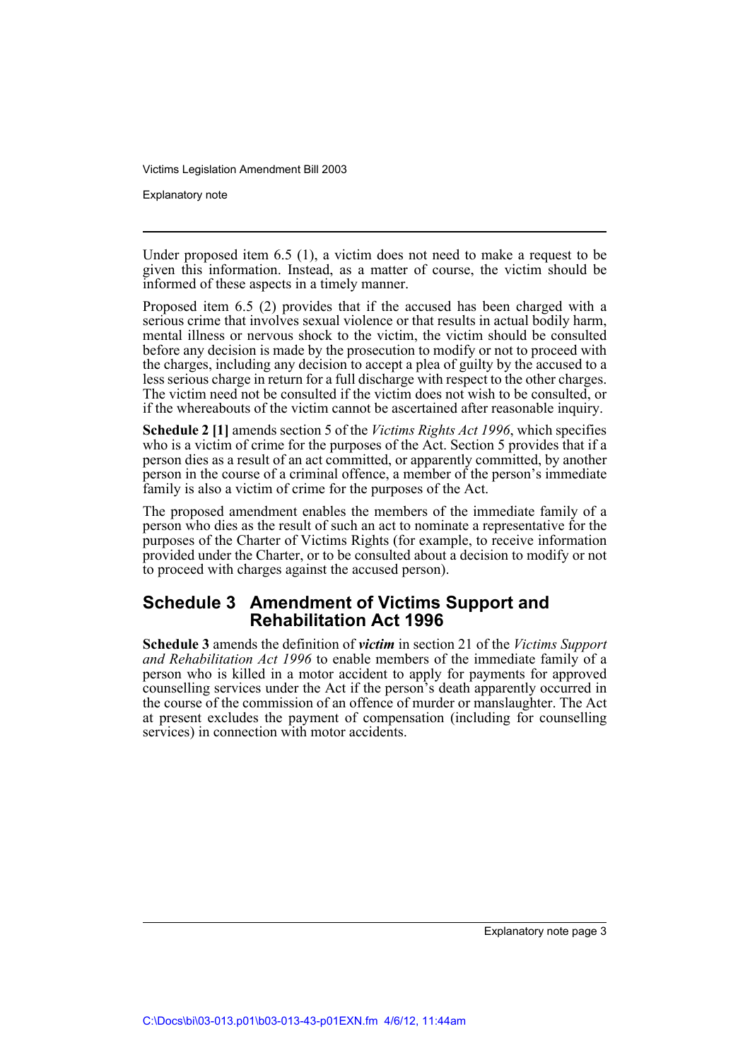Under proposed item 6.5 (1), a victim does not need to make a request to be given this information. Instead, as a matter of course, the victim should be informed of these aspects in a timely manner.

Proposed item 6.5 (2) provides that if the accused has been charged with a serious crime that involves sexual violence or that results in actual bodily harm, mental illness or nervous shock to the victim, the victim should be consulted before any decision is made by the prosecution to modify or not to proceed with the charges, including any decision to accept a plea of guilty by the accused to a less serious charge in return for a full discharge with respect to the other charges. The victim need not be consulted if the victim does not wish to be consulted, or if the whereabouts of the victim cannot be ascertained after reasonable inquiry.

**Schedule 2 [1]** amends section 5 of the *Victims Rights Act 1996*, which specifies who is a victim of crime for the purposes of the Act. Section 5 provides that if a person dies as a result of an act committed, or apparently committed, by another person in the course of a criminal offence, a member of the person's immediate family is also a victim of crime for the purposes of the Act.

The proposed amendment enables the members of the immediate family of a person who dies as the result of such an act to nominate a representative for the purposes of the Charter of Victims Rights (for example, to receive information provided under the Charter, or to be consulted about a decision to modify or not to proceed with charges against the accused person).

## Schedule 3 Amendment of Victims Support and Rehabilitation Act 1996

**Schedule 3** amends the definition of ***victim*** in section 21 of the *Victims Support and Rehabilitation Act 1996* to enable members of the immediate family of a person who is killed in a motor accident to apply for payments for approved counselling services under the Act if the person's death apparently occurred in the course of the commission of an offence of murder or manslaughter. The Act at present excludes the payment of compensation (including for counselling services) in connection with motor accidents.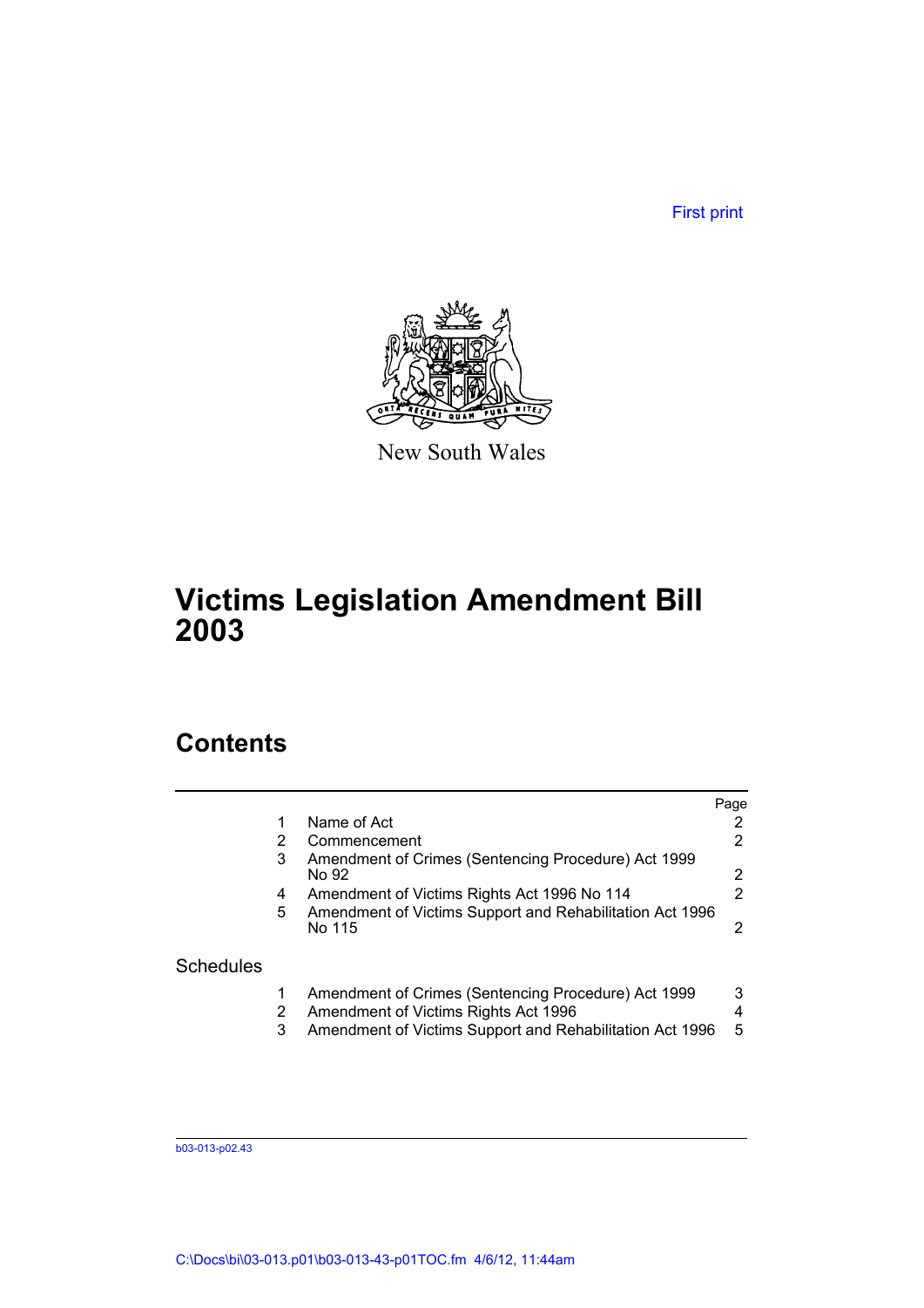First print

New South Wales

# Victims Legislation Amendment Bill 2003

## Contents

| | | Page |
|---|---|---|
| 1 | Name of Act | 2 |
| 2 | Commencement | 2 |
| 3 | Amendment of Crimes (Sentencing Procedure) Act 1999 No 92 | 2 |
| 4 | Amendment of Victims Rights Act 1996 No 114 | 2 |
| 5 | Amendment of Victims Support and Rehabilitation Act 1996 No 115 | 2 |

### Schedules

| | | |
|---|---|---|
| 1 | Amendment of Crimes (Sentencing Procedure) Act 1999 | 3 |
| 2 | Amendment of Victims Rights Act 1996 | 4 |
| 3 | Amendment of Victims Support and Rehabilitation Act 1996 | 5 |

b03-013-p02.43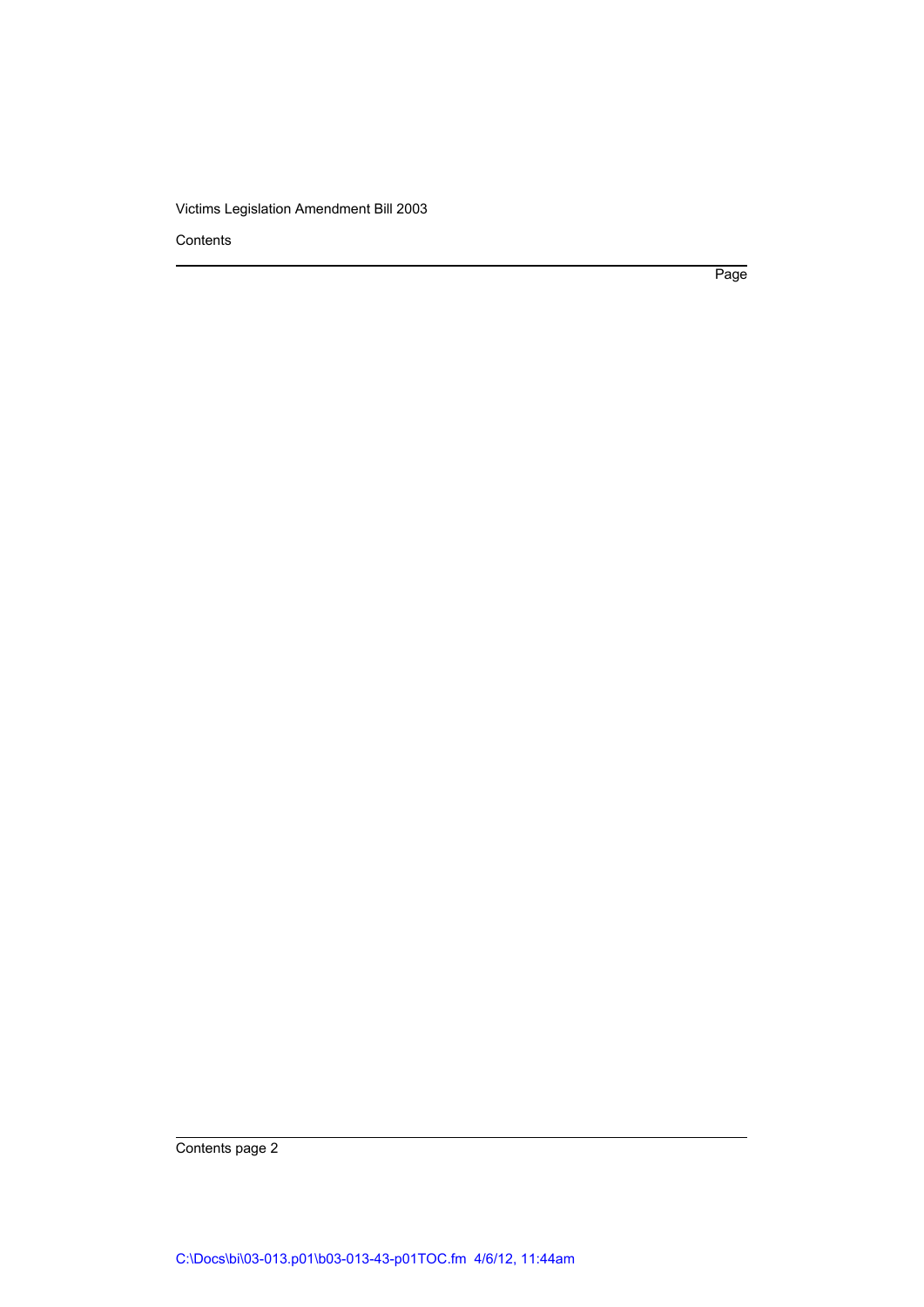Contents

Page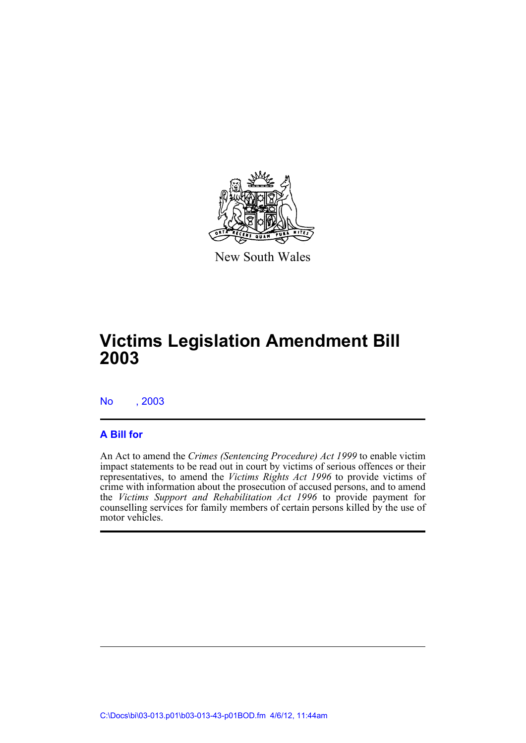New South Wales

# Victims Legislation Amendment Bill 2003

No , 2003

## A Bill for

An Act to amend the *Crimes (Sentencing Procedure) Act 1999* to enable victim impact statements to be read out in court by victims of serious offences or their representatives, to amend the *Victims Rights Act 1996* to provide victims of crime with information about the prosecution of accused persons, and to amend the *Victims Support and Rehabilitation Act 1996* to provide payment for counselling services for family members of certain persons killed by the use of motor vehicles.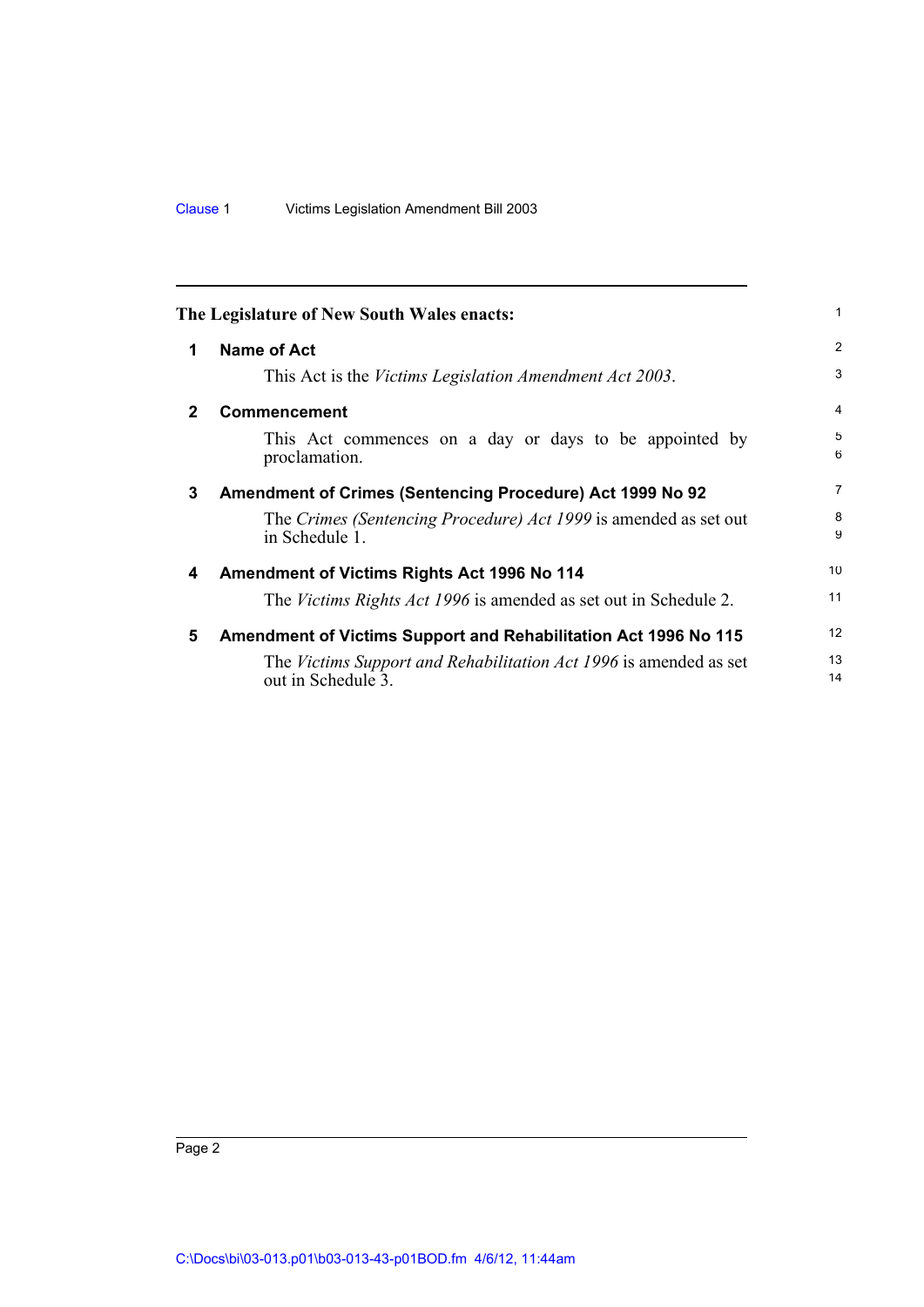**The Legislature of New South Wales enacts:**

## 1 Name of Act

This Act is the *Victims Legislation Amendment Act 2003*.

## 2 Commencement

This Act commences on a day or days to be appointed by proclamation.

## 3 Amendment of Crimes (Sentencing Procedure) Act 1999 No 92

The *Crimes (Sentencing Procedure) Act 1999* is amended as set out in Schedule 1.

## 4 Amendment of Victims Rights Act 1996 No 114

The *Victims Rights Act 1996* is amended as set out in Schedule 2.

## 5 Amendment of Victims Support and Rehabilitation Act 1996 No 115

The *Victims Support and Rehabilitation Act 1996* is amended as set out in Schedule 3.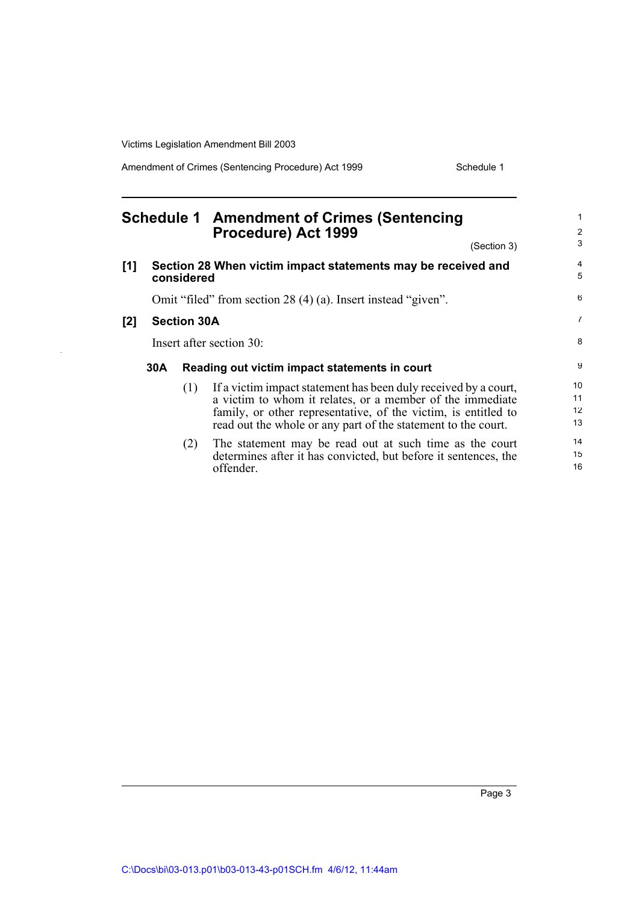# Schedule 1 Amendment of Crimes (Sentencing Procedure) Act 1999

(Section 3)

**[1] Section 28 When victim impact statements may be received and considered**

Omit "filed" from section 28 (4) (a). Insert instead "given".

**[2] Section 30A**

Insert after section 30:

**30A Reading out victim impact statements in court**

(1) If a victim impact statement has been duly received by a court, a victim to whom it relates, or a member of the immediate family, or other representative, of the victim, is entitled to read out the whole or any part of the statement to the court.

(2) The statement may be read out at such time as the court determines after it has convicted, but before it sentences, the offender.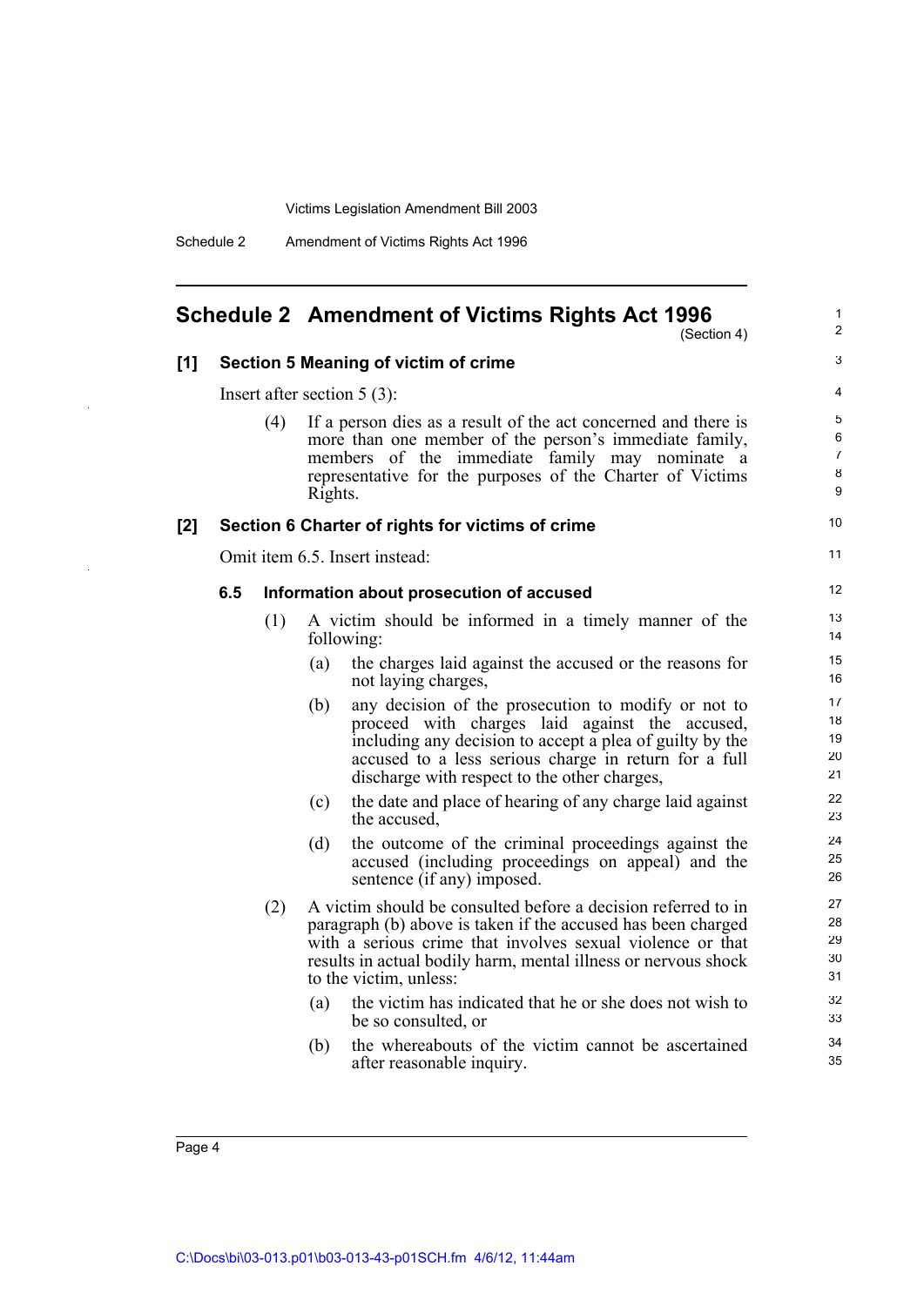## Schedule 2 Amendment of Victims Rights Act 1996

(Section 4)

### [1] Section 5 Meaning of victim of crime

Insert after section 5 (3):

(4) If a person dies as a result of the act concerned and there is more than one member of the person's immediate family, members of the immediate family may nominate a representative for the purposes of the Charter of Victims Rights.

### [2] Section 6 Charter of rights for victims of crime

Omit item 6.5. Insert instead:

#### 6.5 Information about prosecution of accused

(1) A victim should be informed in a timely manner of the following:

(a) the charges laid against the accused or the reasons for not laying charges,

(b) any decision of the prosecution to modify or not to proceed with charges laid against the accused, including any decision to accept a plea of guilty by the accused to a less serious charge in return for a full discharge with respect to the other charges,

(c) the date and place of hearing of any charge laid against the accused,

(d) the outcome of the criminal proceedings against the accused (including proceedings on appeal) and the sentence (if any) imposed.

(2) A victim should be consulted before a decision referred to in paragraph (b) above is taken if the accused has been charged with a serious crime that involves sexual violence or that results in actual bodily harm, mental illness or nervous shock to the victim, unless:

(a) the victim has indicated that he or she does not wish to be so consulted, or

(b) the whereabouts of the victim cannot be ascertained after reasonable inquiry.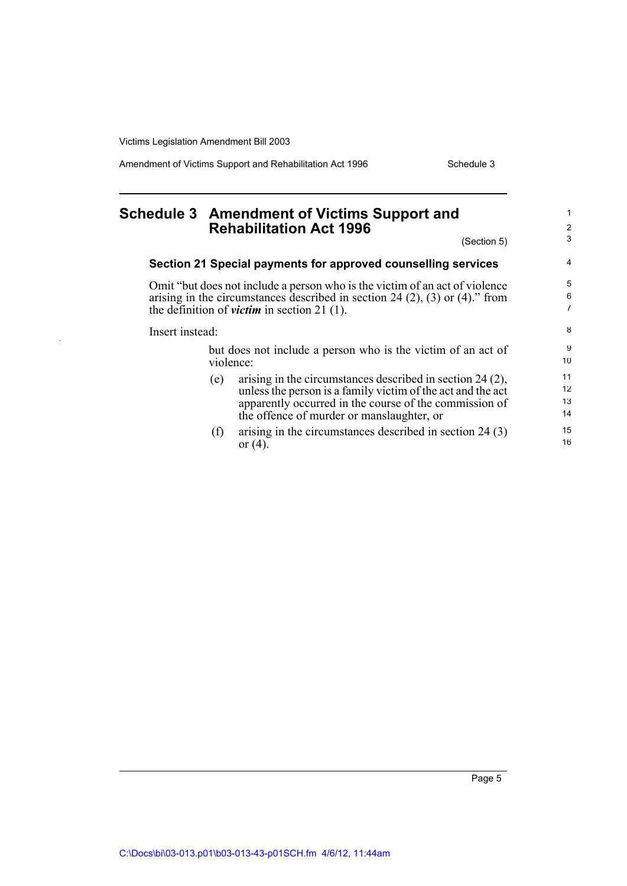# Schedule 3 Amendment of Victims Support and Rehabilitation Act 1996

(Section 5)

### Section 21 Special payments for approved counselling services

Omit "but does not include a person who is the victim of an act of violence arising in the circumstances described in section 24 (2), (3) or (4)." from the definition of ***victim*** in section 21 (1).

Insert instead:

> but does not include a person who is the victim of an act of violence:
>
> (e) arising in the circumstances described in section 24 (2), unless the person is a family victim of the act and the act apparently occurred in the course of the commission of the offence of murder or manslaughter, or
>
> (f) arising in the circumstances described in section 24 (3) or (4).